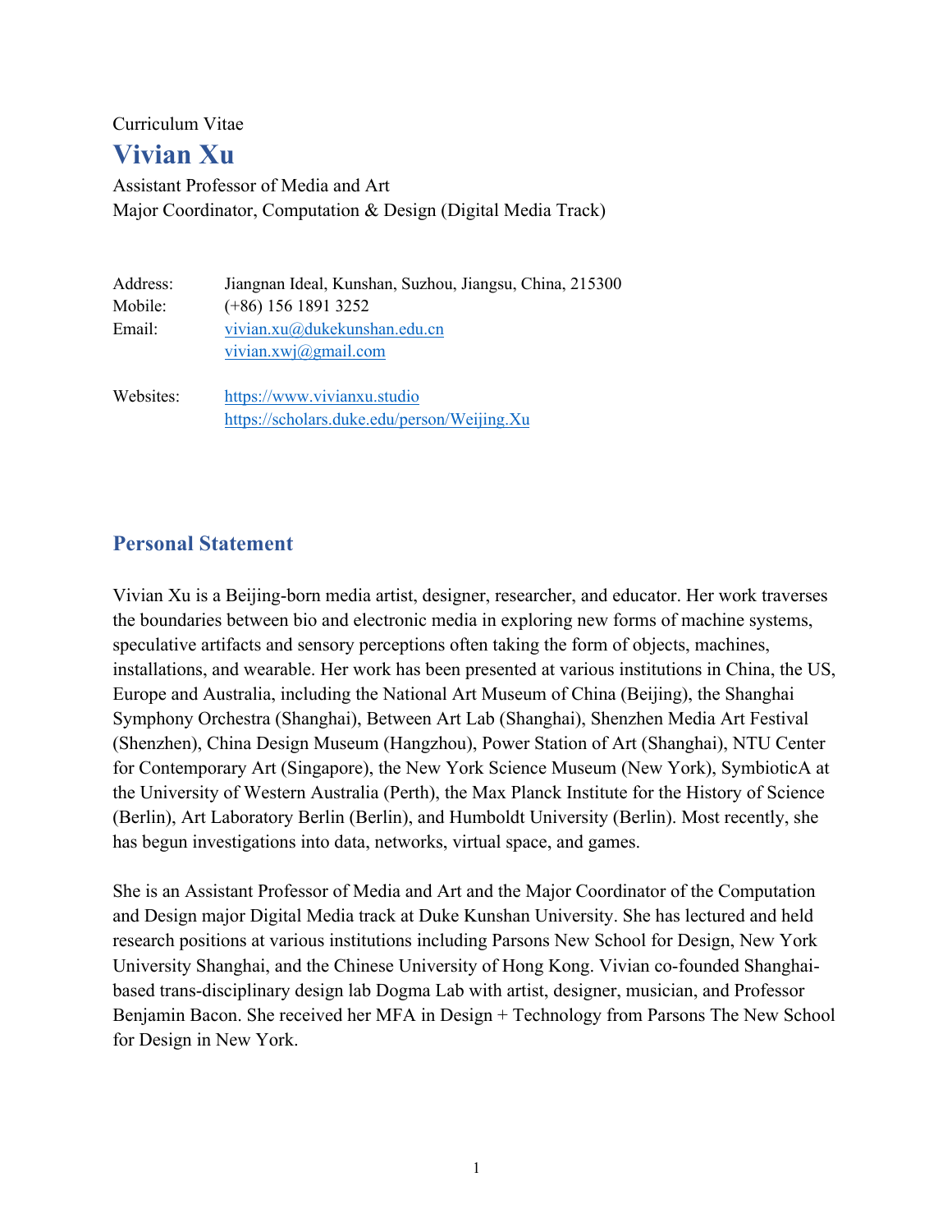Curriculum Vitae

# Vivian Xu

Assistant Professor of Media and Art
Major Coordinator, Computation & Design (Digital Media Track)

| | |
|---|---|
| Address: | Jiangnan Ideal, Kunshan, Suzhou, Jiangsu, China, 215300 |
| Mobile: | (+86) 156 1891 3252 |
| Email: | vivian.xu@dukekunshan.edu.cn<br>vivian.xwj@gmail.com |
| Websites: | https://www.vivianxu.studio<br>https://scholars.duke.edu/person/Weijing.Xu |

## Personal Statement

Vivian Xu is a Beijing-born media artist, designer, researcher, and educator. Her work traverses the boundaries between bio and electronic media in exploring new forms of machine systems, speculative artifacts and sensory perceptions often taking the form of objects, machines, installations, and wearable. Her work has been presented at various institutions in China, the US, Europe and Australia, including the National Art Museum of China (Beijing), the Shanghai Symphony Orchestra (Shanghai), Between Art Lab (Shanghai), Shenzhen Media Art Festival (Shenzhen), China Design Museum (Hangzhou), Power Station of Art (Shanghai), NTU Center for Contemporary Art (Singapore), the New York Science Museum (New York), SymbioticA at the University of Western Australia (Perth), the Max Planck Institute for the History of Science (Berlin), Art Laboratory Berlin (Berlin), and Humboldt University (Berlin). Most recently, she has begun investigations into data, networks, virtual space, and games.

She is an Assistant Professor of Media and Art and the Major Coordinator of the Computation and Design major Digital Media track at Duke Kunshan University. She has lectured and held research positions at various institutions including Parsons New School for Design, New York University Shanghai, and the Chinese University of Hong Kong. Vivian co-founded Shanghai-based trans-disciplinary design lab Dogma Lab with artist, designer, musician, and Professor Benjamin Bacon. She received her MFA in Design + Technology from Parsons The New School for Design in New York.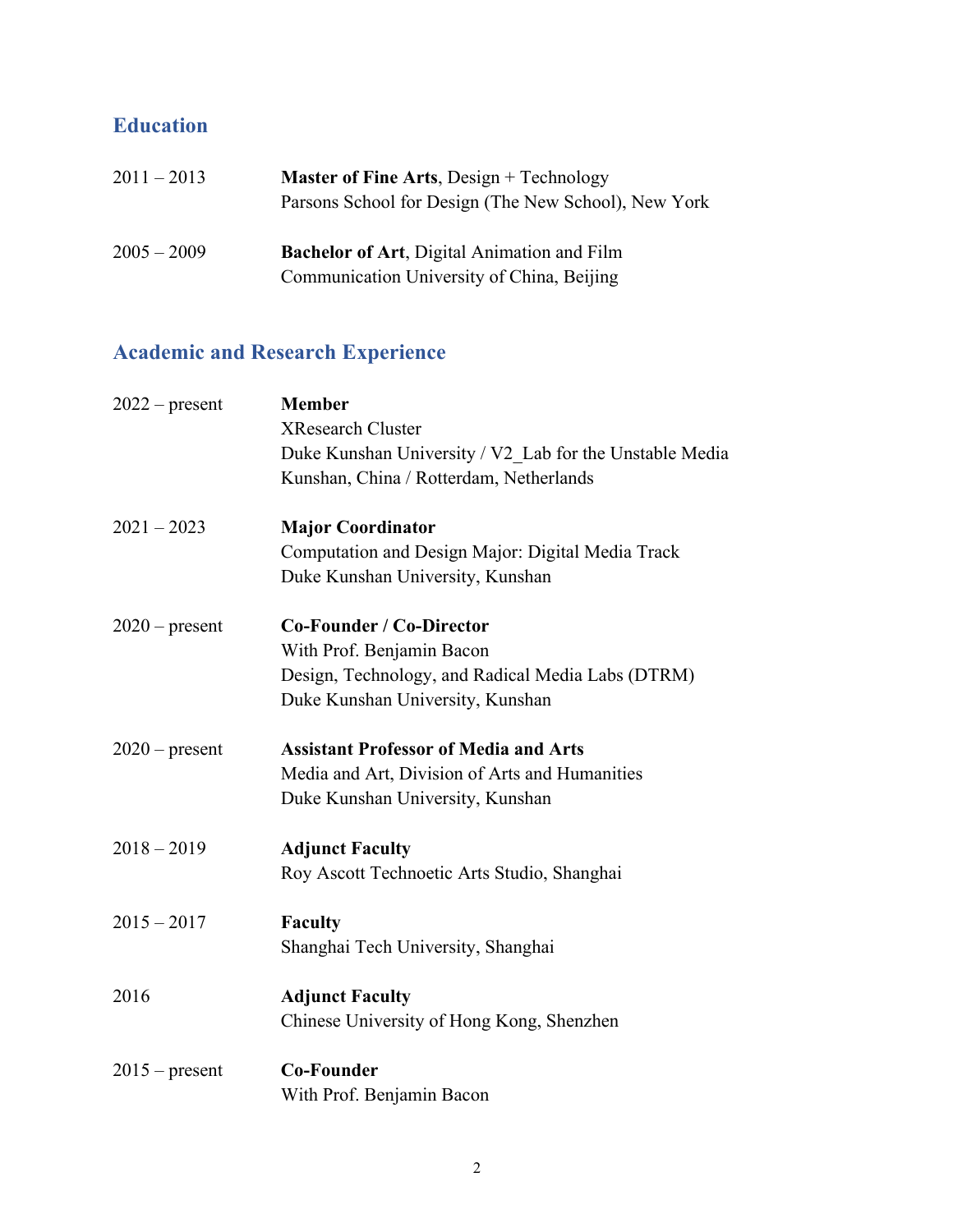## Education

2011 – 2013 **Master of Fine Arts**, Design + Technology
Parsons School for Design (The New School), New York

2005 – 2009 **Bachelor of Art**, Digital Animation and Film
Communication University of China, Beijing

## Academic and Research Experience

2022 – present **Member**
XResearch Cluster
Duke Kunshan University / V2_Lab for the Unstable Media
Kunshan, China / Rotterdam, Netherlands

2021 – 2023 **Major Coordinator**
Computation and Design Major: Digital Media Track
Duke Kunshan University, Kunshan

2020 – present **Co-Founder / Co-Director**
With Prof. Benjamin Bacon
Design, Technology, and Radical Media Labs (DTRM)
Duke Kunshan University, Kunshan

2020 – present **Assistant Professor of Media and Arts**
Media and Art, Division of Arts and Humanities
Duke Kunshan University, Kunshan

2018 – 2019 **Adjunct Faculty**
Roy Ascott Technoetic Arts Studio, Shanghai

2015 – 2017 **Faculty**
Shanghai Tech University, Shanghai

2016 **Adjunct Faculty**
Chinese University of Hong Kong, Shenzhen

2015 – present **Co-Founder**
With Prof. Benjamin Bacon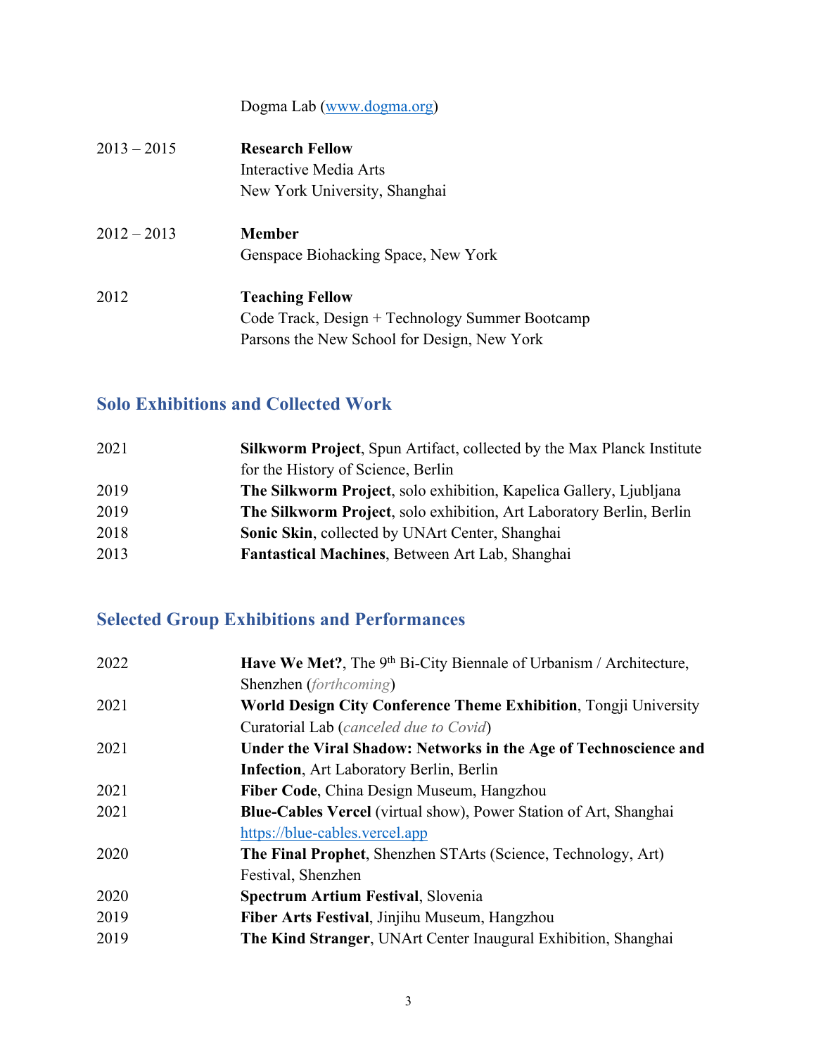Dogma Lab ([www.dogma.org](http://www.dogma.org))

2013 – 2015 **Research Fellow**
Interactive Media Arts
New York University, Shanghai

2012 – 2013 **Member**
Genspace Biohacking Space, New York

2012 **Teaching Fellow**
Code Track, Design + Technology Summer Bootcamp
Parsons the New School for Design, New York

## Solo Exhibitions and Collected Work

2021 **Silkworm Project**, Spun Artifact, collected by the Max Planck Institute for the History of Science, Berlin
2019 **The Silkworm Project**, solo exhibition, Kapelica Gallery, Ljubljana
2019 **The Silkworm Project**, solo exhibition, Art Laboratory Berlin, Berlin
2018 **Sonic Skin**, collected by UNArt Center, Shanghai
2013 **Fantastical Machines**, Between Art Lab, Shanghai

## Selected Group Exhibitions and Performances

2022 **Have We Met?**, The 9th Bi-City Biennale of Urbanism / Architecture, Shenzhen (*forthcoming*)
2021 **World Design City Conference Theme Exhibition**, Tongji University Curatorial Lab (*canceled due to Covid*)
2021 **Under the Viral Shadow: Networks in the Age of Technoscience and Infection**, Art Laboratory Berlin, Berlin
2021 **Fiber Code**, China Design Museum, Hangzhou
2021 **Blue-Cables Vercel** (virtual show), Power Station of Art, Shanghai [https://blue-cables.vercel.app](https://blue-cables.vercel.app)
2020 **The Final Prophet**, Shenzhen STArts (Science, Technology, Art) Festival, Shenzhen
2020 **Spectrum Artium Festival**, Slovenia
2019 **Fiber Arts Festival**, Jinjihu Museum, Hangzhou
2019 **The Kind Stranger**, UNArt Center Inaugural Exhibition, Shanghai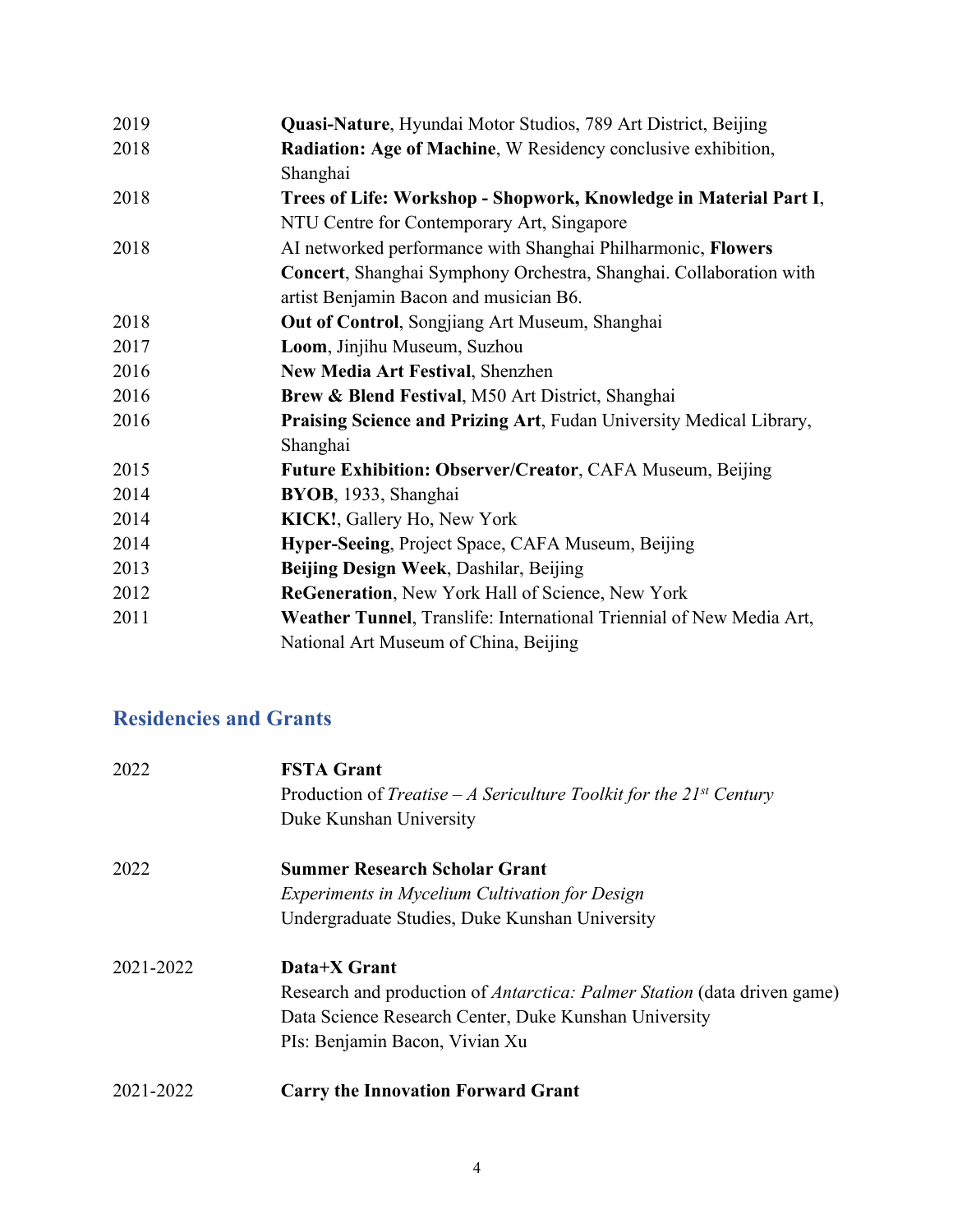| | |
|---|---|
| 2019 | **Quasi-Nature**, Hyundai Motor Studios, 789 Art District, Beijing |
| 2018 | **Radiation: Age of Machine**, W Residency conclusive exhibition, Shanghai |
| 2018 | **Trees of Life: Workshop - Shopwork, Knowledge in Material Part I**, NTU Centre for Contemporary Art, Singapore |
| 2018 | AI networked performance with Shanghai Philharmonic, **Flowers Concert**, Shanghai Symphony Orchestra, Shanghai. Collaboration with artist Benjamin Bacon and musician B6. |
| 2018 | **Out of Control**, Songjiang Art Museum, Shanghai |
| 2017 | **Loom**, Jinjihu Museum, Suzhou |
| 2016 | **New Media Art Festival**, Shenzhen |
| 2016 | **Brew & Blend Festival**, M50 Art District, Shanghai |
| 2016 | **Praising Science and Prizing Art**, Fudan University Medical Library, Shanghai |
| 2015 | **Future Exhibition: Observer/Creator**, CAFA Museum, Beijing |
| 2014 | **BYOB**, 1933, Shanghai |
| 2014 | **KICK!**, Gallery Ho, New York |
| 2014 | **Hyper-Seeing**, Project Space, CAFA Museum, Beijing |
| 2013 | **Beijing Design Week**, Dashilar, Beijing |
| 2012 | **ReGeneration**, New York Hall of Science, New York |
| 2011 | **Weather Tunnel**, Translife: International Triennial of New Media Art, National Art Museum of China, Beijing |

## Residencies and Grants

2022 — **FSTA Grant**
Production of *Treatise – A Sericulture Toolkit for the 21st Century*
Duke Kunshan University

2022 — **Summer Research Scholar Grant**
*Experiments in Mycelium Cultivation for Design*
Undergraduate Studies, Duke Kunshan University

2021-2022 — **Data+X Grant**
Research and production of *Antarctica: Palmer Station* (data driven game)
Data Science Research Center, Duke Kunshan University
PIs: Benjamin Bacon, Vivian Xu

2021-2022 — **Carry the Innovation Forward Grant**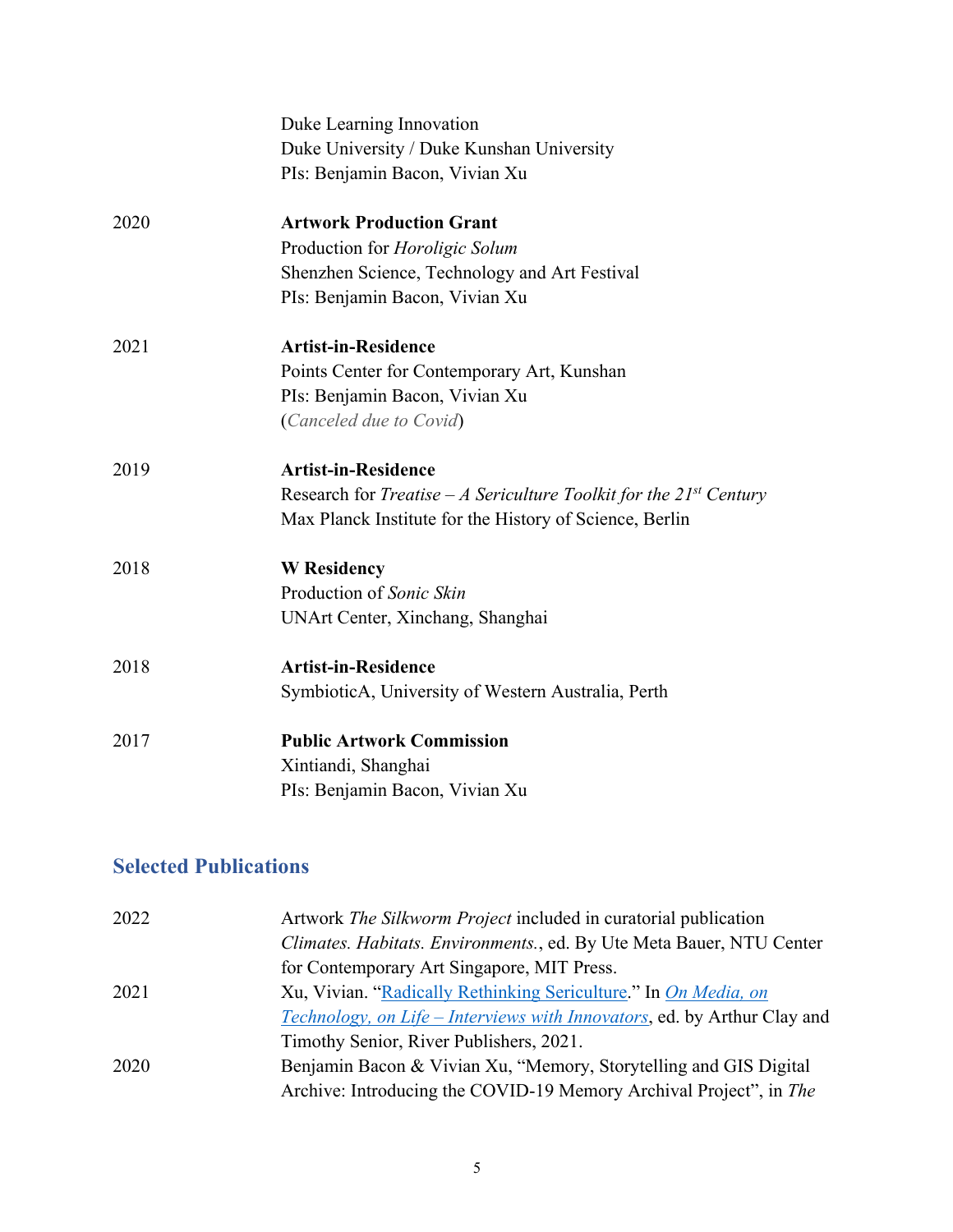| | |
|---|---|
| | Duke Learning Innovation<br>Duke University / Duke Kunshan University<br>PIs: Benjamin Bacon, Vivian Xu |
| 2020 | **Artwork Production Grant**<br>Production for *Horoligic Solum*<br>Shenzhen Science, Technology and Art Festival<br>PIs: Benjamin Bacon, Vivian Xu |
| 2021 | **Artist-in-Residence**<br>Points Center for Contemporary Art, Kunshan<br>PIs: Benjamin Bacon, Vivian Xu<br>(*Canceled due to Covid*) |
| 2019 | **Artist-in-Residence**<br>Research for *Treatise – A Sericulture Toolkit for the 21st Century*<br>Max Planck Institute for the History of Science, Berlin |
| 2018 | **W Residency**<br>Production of *Sonic Skin*<br>UNArt Center, Xinchang, Shanghai |
| 2018 | **Artist-in-Residence**<br>SymbioticA, University of Western Australia, Perth |
| 2017 | **Public Artwork Commission**<br>Xintiandi, Shanghai<br>PIs: Benjamin Bacon, Vivian Xu |

## Selected Publications

| | |
|---|---|
| 2022 | Artwork *The Silkworm Project* included in curatorial publication *Climates. Habitats. Environments.*, ed. By Ute Meta Bauer, NTU Center for Contemporary Art Singapore, MIT Press. |
| 2021 | Xu, Vivian. "Radically Rethinking Sericulture." In *On Media, on Technology, on Life – Interviews with Innovators*, ed. by Arthur Clay and Timothy Senior, River Publishers, 2021. |
| 2020 | Benjamin Bacon & Vivian Xu, "Memory, Storytelling and GIS Digital Archive: Introducing the COVID-19 Memory Archival Project", in *The* |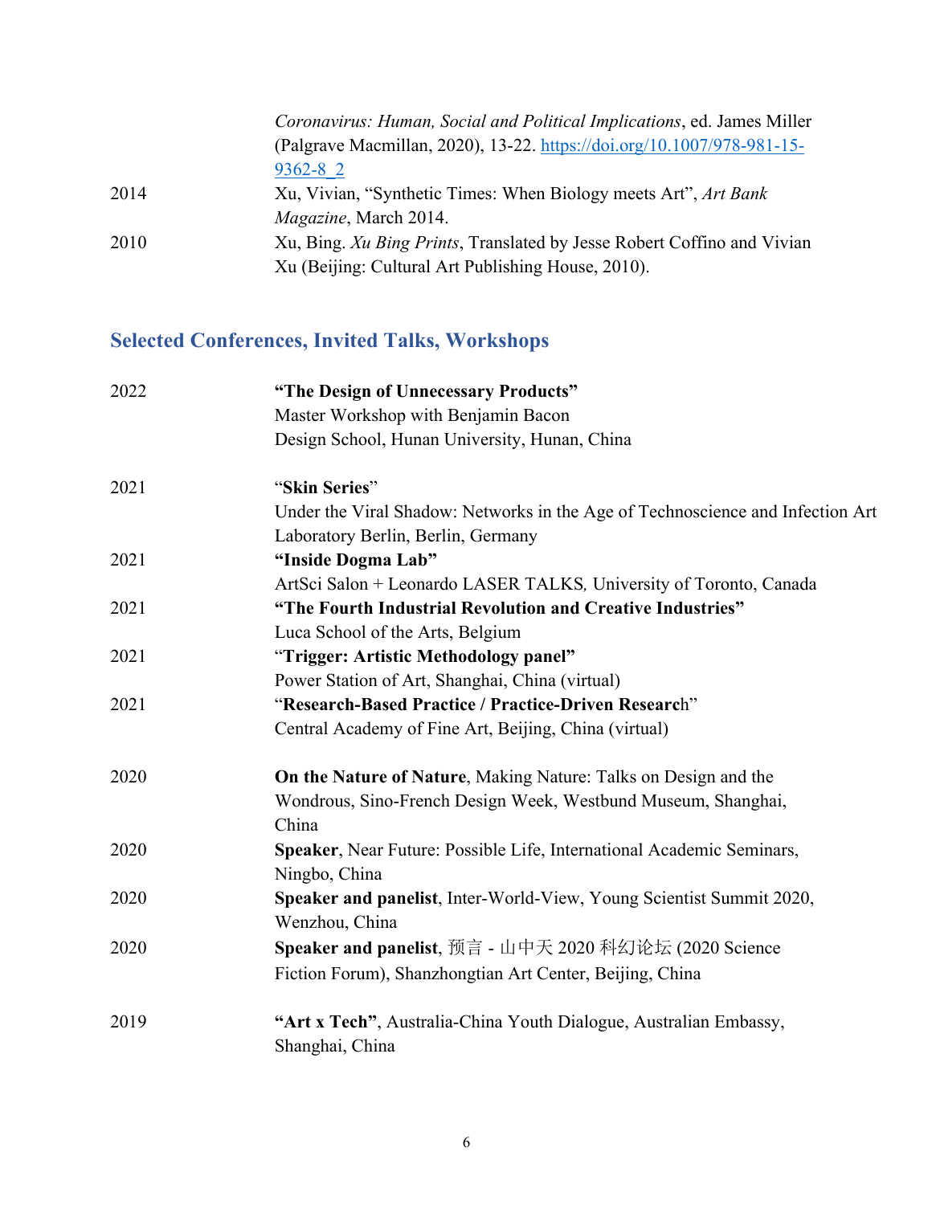| | |
|---|---|
| | *Coronavirus: Human, Social and Political Implications*, ed. James Miller (Palgrave Macmillan, 2020), 13-22. https://doi.org/10.1007/978-981-15-9362-8_2 |
| 2014 | Xu, Vivian, "Synthetic Times: When Biology meets Art", *Art Bank Magazine*, March 2014. |
| 2010 | Xu, Bing. *Xu Bing Prints*, Translated by Jesse Robert Coffino and Vivian Xu (Beijing: Cultural Art Publishing House, 2010). |

## Selected Conferences, Invited Talks, Workshops

| | |
|---|---|
| 2022 | **"The Design of Unnecessary Products"**<br>Master Workshop with Benjamin Bacon<br>Design School, Hunan University, Hunan, China |
| 2021 | "**Skin Series**"<br>Under the Viral Shadow: Networks in the Age of Technoscience and Infection Art Laboratory Berlin, Berlin, Germany |
| 2021 | **"Inside Dogma Lab"**<br>ArtSci Salon + Leonardo LASER TALKS*,* University of Toronto, Canada |
| 2021 | **"The Fourth Industrial Revolution and Creative Industries"**<br>Luca School of the Arts, Belgium |
| 2021 | "**Trigger: Artistic Methodology panel**"<br>Power Station of Art, Shanghai, China (virtual) |
| 2021 | "**Research-Based Practice / Practice-Driven Researc**h"<br>Central Academy of Fine Art, Beijing, China (virtual) |
| 2020 | **On the Nature of Nature**, Making Nature: Talks on Design and the Wondrous, Sino-French Design Week, Westbund Museum, Shanghai, China |
| 2020 | **Speaker**, Near Future: Possible Life, International Academic Seminars, Ningbo, China |
| 2020 | **Speaker and panelist**, Inter-World-View, Young Scientist Summit 2020, Wenzhou, China |
| 2020 | **Speaker and panelist**, 预言 - 山中天 2020 科幻论坛 (2020 Science Fiction Forum), Shanzhongtian Art Center, Beijing, China |
| 2019 | **"Art x Tech"**, Australia-China Youth Dialogue, Australian Embassy, Shanghai, China |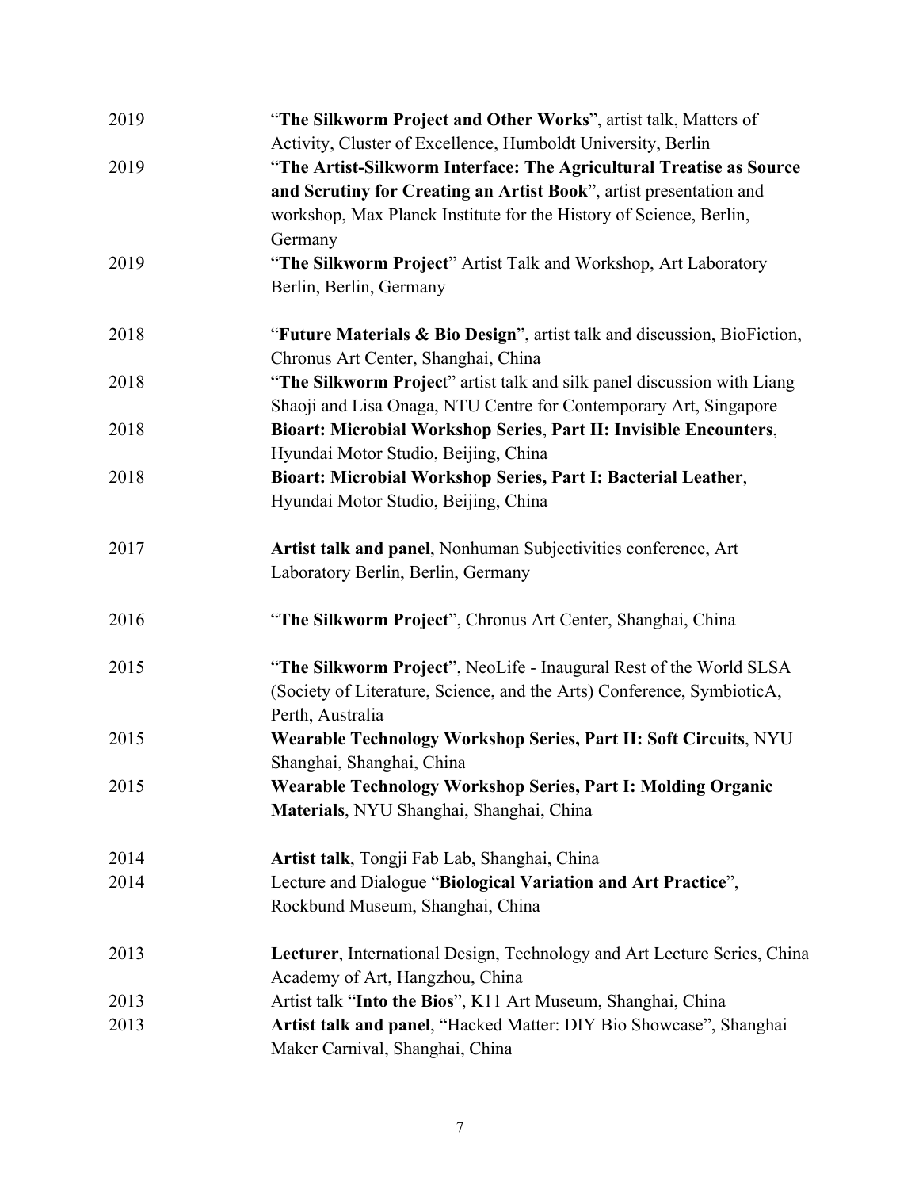2019 "**The Silkworm Project and Other Works**", artist talk, Matters of Activity, Cluster of Excellence, Humboldt University, Berlin

2019 "**The Artist-Silkworm Interface: The Agricultural Treatise as Source and Scrutiny for Creating an Artist Book**", artist presentation and workshop, Max Planck Institute for the History of Science, Berlin, Germany

2019 "**The Silkworm Project**" Artist Talk and Workshop, Art Laboratory Berlin, Berlin, Germany

2018 "**Future Materials & Bio Design**", artist talk and discussion, BioFiction, Chronus Art Center, Shanghai, China

2018 "**The Silkworm Project**" artist talk and silk panel discussion with Liang Shaoji and Lisa Onaga, NTU Centre for Contemporary Art, Singapore

2018 **Bioart: Microbial Workshop Series**, **Part II: Invisible Encounters**, Hyundai Motor Studio, Beijing, China

2018 **Bioart: Microbial Workshop Series, Part I: Bacterial Leather**, Hyundai Motor Studio, Beijing, China

2017 **Artist talk and panel**, Nonhuman Subjectivities conference, Art Laboratory Berlin, Berlin, Germany

2016 "**The Silkworm Project**", Chronus Art Center, Shanghai, China

2015 "**The Silkworm Project**", NeoLife - Inaugural Rest of the World SLSA (Society of Literature, Science, and the Arts) Conference, SymbioticA, Perth, Australia

2015 **Wearable Technology Workshop Series, Part II: Soft Circuits**, NYU Shanghai, Shanghai, China

2015 **Wearable Technology Workshop Series, Part I: Molding Organic Materials**, NYU Shanghai, Shanghai, China

2014 **Artist talk**, Tongji Fab Lab, Shanghai, China

2014 Lecture and Dialogue "**Biological Variation and Art Practice**", Rockbund Museum, Shanghai, China

2013 **Lecturer**, International Design, Technology and Art Lecture Series, China Academy of Art, Hangzhou, China

2013 Artist talk "**Into the Bios**", K11 Art Museum, Shanghai, China

2013 **Artist talk and panel**, "Hacked Matter: DIY Bio Showcase", Shanghai Maker Carnival, Shanghai, China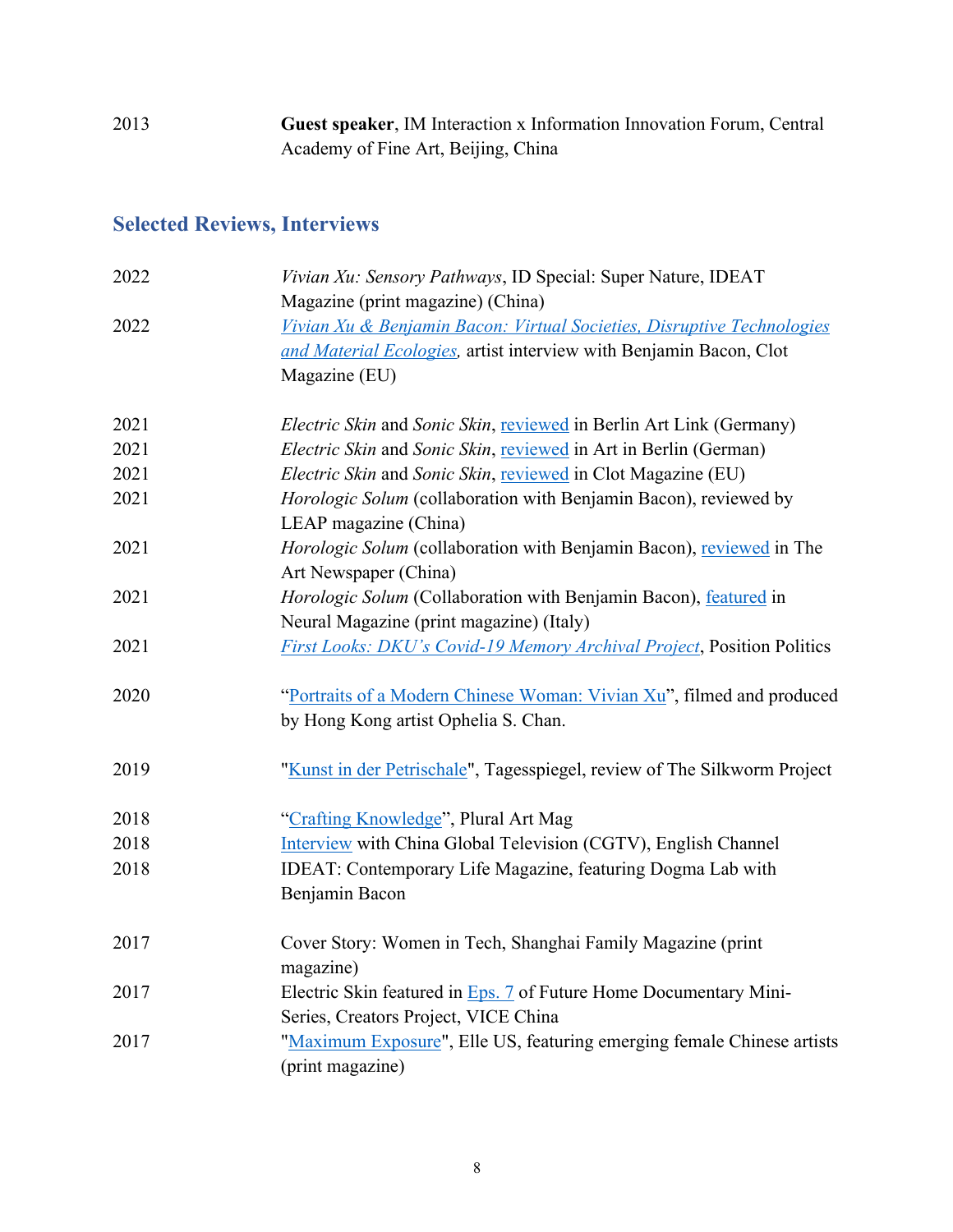2013 **Guest speaker**, IM Interaction x Information Innovation Forum, Central Academy of Fine Art, Beijing, China

## Selected Reviews, Interviews

2022 *Vivian Xu: Sensory Pathways*, ID Special: Super Nature, IDEAT Magazine (print magazine) (China)

2022 *Vivian Xu & Benjamin Bacon: Virtual Societies, Disruptive Technologies and Material Ecologies,* artist interview with Benjamin Bacon, Clot Magazine (EU)

2021 *Electric Skin* and *Sonic Skin*, reviewed in Berlin Art Link (Germany)

2021 *Electric Skin* and *Sonic Skin*, reviewed in Art in Berlin (German)

2021 *Electric Skin* and *Sonic Skin*, reviewed in Clot Magazine (EU)

2021 *Horologic Solum* (collaboration with Benjamin Bacon), reviewed by LEAP magazine (China)

2021 *Horologic Solum* (collaboration with Benjamin Bacon), reviewed in The Art Newspaper (China)

2021 *Horologic Solum* (Collaboration with Benjamin Bacon), featured in Neural Magazine (print magazine) (Italy)

2021 *First Looks: DKU's Covid-19 Memory Archival Project*, Position Politics

2020 "Portraits of a Modern Chinese Woman: Vivian Xu", filmed and produced by Hong Kong artist Ophelia S. Chan.

2019 "Kunst in der Petrischale", Tagesspiegel, review of The Silkworm Project

2018 "Crafting Knowledge", Plural Art Mag

2018 Interview with China Global Television (CGTV), English Channel

2018 IDEAT: Contemporary Life Magazine, featuring Dogma Lab with Benjamin Bacon

2017 Cover Story: Women in Tech, Shanghai Family Magazine (print magazine)

2017 Electric Skin featured in Eps. 7 of Future Home Documentary Mini-Series, Creators Project, VICE China

2017 "Maximum Exposure", Elle US, featuring emerging female Chinese artists (print magazine)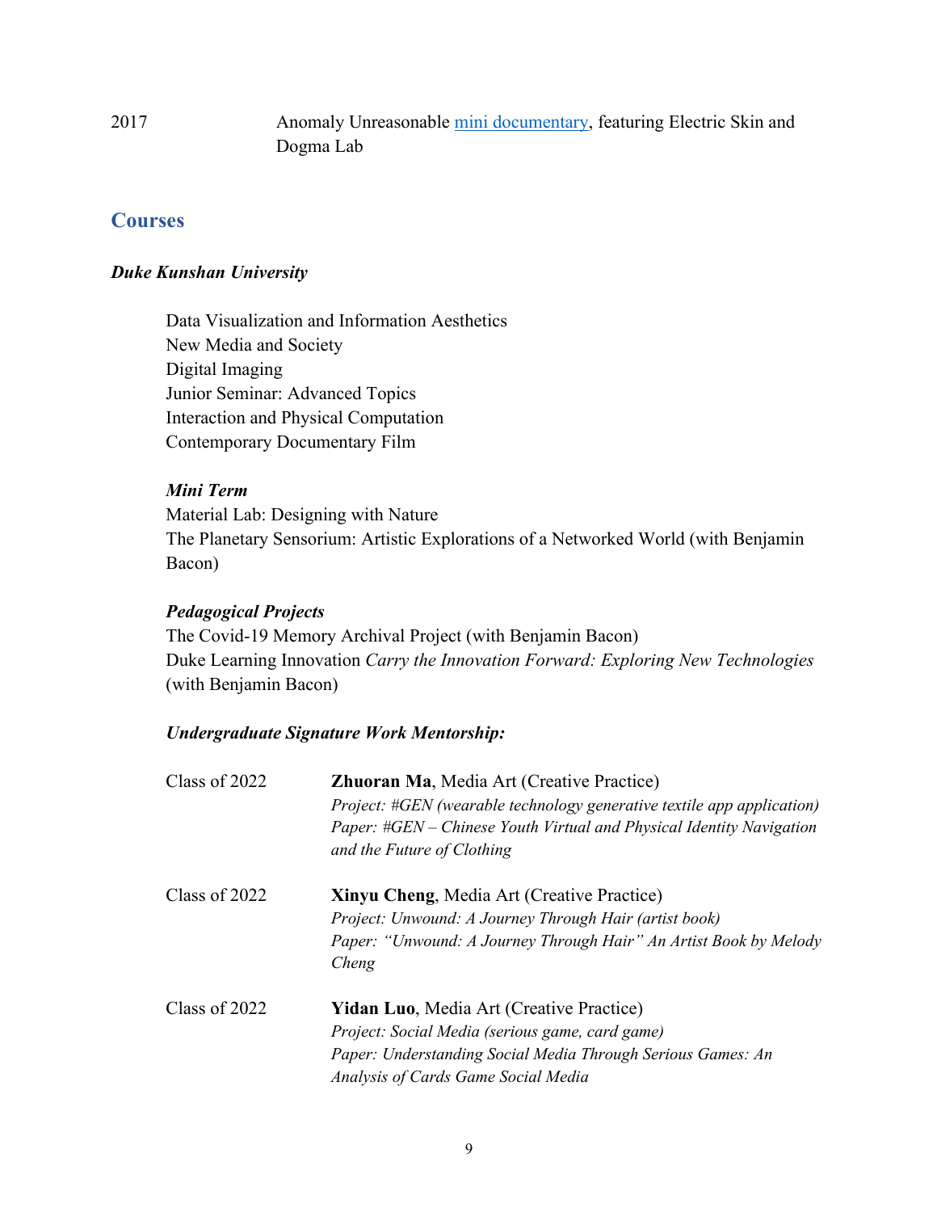2017 Anomaly Unreasonable [mini documentary](), featuring Electric Skin and Dogma Lab

## Courses

### *Duke Kunshan University*

Data Visualization and Information Aesthetics
New Media and Society
Digital Imaging
Junior Seminar: Advanced Topics
Interaction and Physical Computation
Contemporary Documentary Film

***Mini Term***

Material Lab: Designing with Nature
The Planetary Sensorium: Artistic Explorations of a Networked World (with Benjamin Bacon)

***Pedagogical Projects***

The Covid-19 Memory Archival Project (with Benjamin Bacon)
Duke Learning Innovation *Carry the Innovation Forward: Exploring New Technologies* (with Benjamin Bacon)

***Undergraduate Signature Work Mentorship:***

Class of 2022 — **Zhuoran Ma**, Media Art (Creative Practice)
*Project: #GEN (wearable technology generative textile app application)*
*Paper: #GEN – Chinese Youth Virtual and Physical Identity Navigation and the Future of Clothing*

Class of 2022 — **Xinyu Cheng**, Media Art (Creative Practice)
*Project: Unwound: A Journey Through Hair (artist book)*
*Paper: "Unwound: A Journey Through Hair" An Artist Book by Melody Cheng*

Class of 2022 — **Yidan Luo**, Media Art (Creative Practice)
*Project: Social Media (serious game, card game)*
*Paper: Understanding Social Media Through Serious Games: An Analysis of Cards Game Social Media*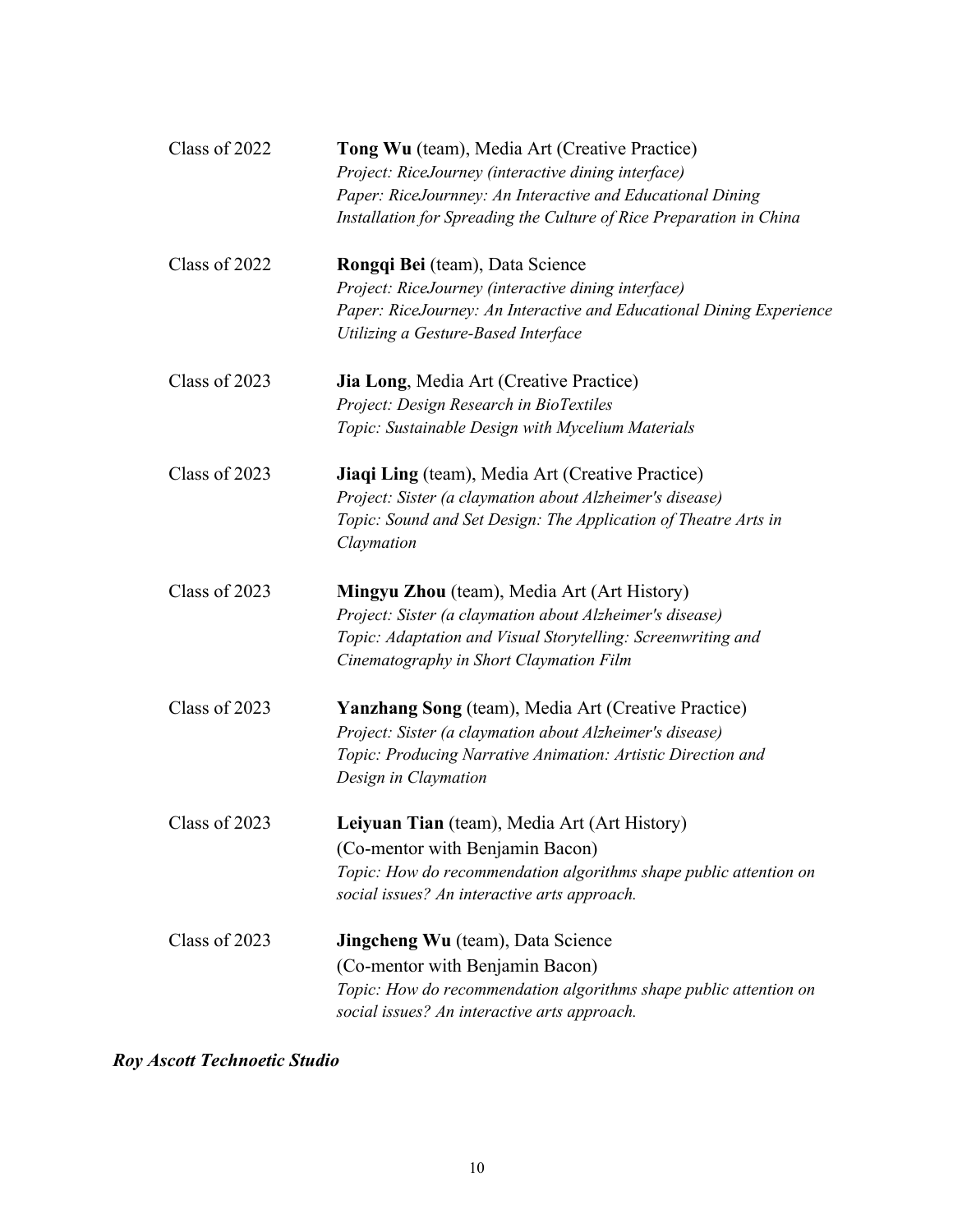Class of 2022 — **Tong Wu** (team), Media Art (Creative Practice)
*Project: RiceJourney (interactive dining interface)*
*Paper: RiceJournney: An Interactive and Educational Dining Installation for Spreading the Culture of Rice Preparation in China*

Class of 2022 — **Rongqi Bei** (team), Data Science
*Project: RiceJourney (interactive dining interface)*
*Paper: RiceJourney: An Interactive and Educational Dining Experience Utilizing a Gesture-Based Interface*

Class of 2023 — **Jia Long**, Media Art (Creative Practice)
*Project: Design Research in BioTextiles*
*Topic: Sustainable Design with Mycelium Materials*

Class of 2023 — **Jiaqi Ling** (team), Media Art (Creative Practice)
*Project: Sister (a claymation about Alzheimer's disease)*
*Topic: Sound and Set Design: The Application of Theatre Arts in Claymation*

Class of 2023 — **Mingyu Zhou** (team), Media Art (Art History)
*Project: Sister (a claymation about Alzheimer's disease)*
*Topic: Adaptation and Visual Storytelling: Screenwriting and Cinematography in Short Claymation Film*

Class of 2023 — **Yanzhang Song** (team), Media Art (Creative Practice)
*Project: Sister (a claymation about Alzheimer's disease)*
*Topic: Producing Narrative Animation: Artistic Direction and Design in Claymation*

Class of 2023 — **Leiyuan Tian** (team), Media Art (Art History)
(Co-mentor with Benjamin Bacon)
*Topic: How do recommendation algorithms shape public attention on social issues? An interactive arts approach.*

Class of 2023 — **Jingcheng Wu** (team), Data Science
(Co-mentor with Benjamin Bacon)
*Topic: How do recommendation algorithms shape public attention on social issues? An interactive arts approach.*

***Roy Ascott Technoetic Studio***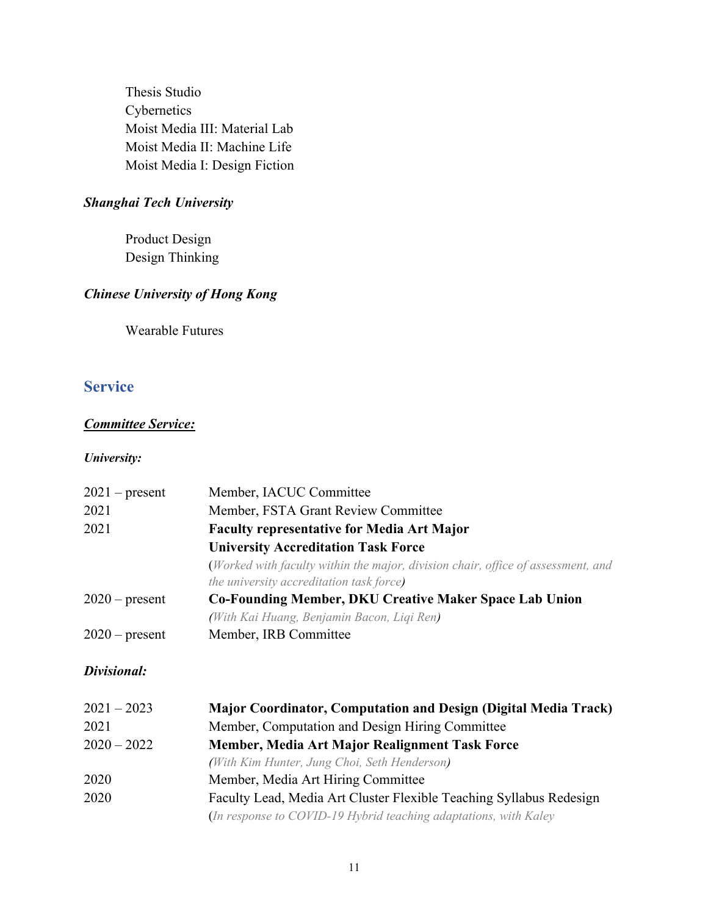Thesis Studio
Cybernetics
Moist Media III: Material Lab
Moist Media II: Machine Life
Moist Media I: Design Fiction

***Shanghai Tech University***

Product Design
Design Thinking

***Chinese University of Hong Kong***

Wearable Futures

## Service

***Committee Service:***

***University:***

| | |
|---|---|
| 2021 – present | Member, IACUC Committee |
| 2021 | Member, FSTA Grant Review Committee |
| 2021 | **Faculty representative for Media Art Major University Accreditation Task Force** (*Worked with faculty within the major, division chair, office of assessment, and the university accreditation task force*) |
| 2020 – present | **Co-Founding Member, DKU Creative Maker Space Lab Union** (*With Kai Huang, Benjamin Bacon, Liqi Ren*) |
| 2020 – present | Member, IRB Committee |

***Divisional:***

| | |
|---|---|
| 2021 – 2023 | **Major Coordinator, Computation and Design (Digital Media Track)** |
| 2021 | Member, Computation and Design Hiring Committee |
| 2020 – 2022 | **Member, Media Art Major Realignment Task Force** (*With Kim Hunter, Jung Choi, Seth Henderson*) |
| 2020 | Member, Media Art Hiring Committee |
| 2020 | Faculty Lead, Media Art Cluster Flexible Teaching Syllabus Redesign (*In response to COVID-19 Hybrid teaching adaptations, with Kaley* |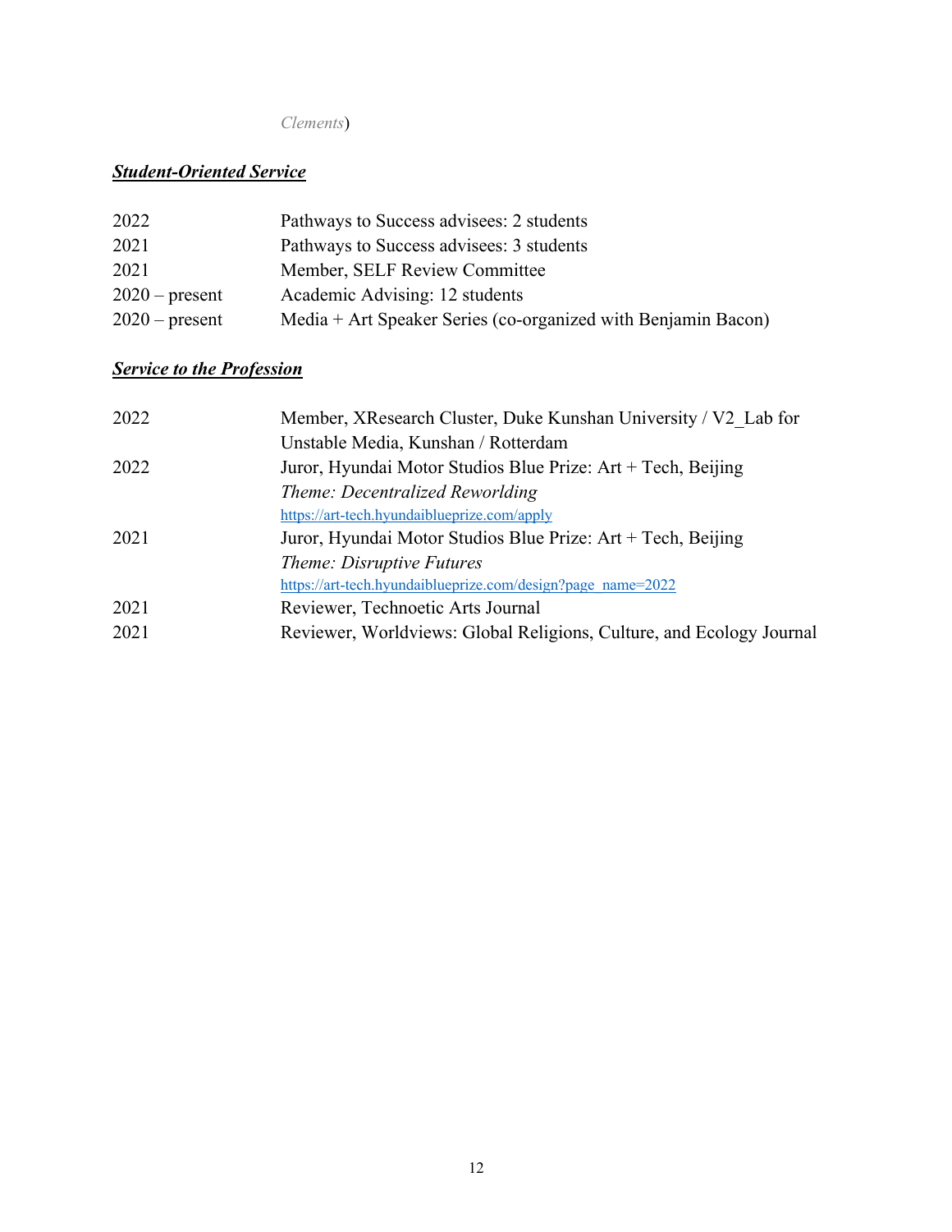*Clements*)

***Student-Oriented Service***

| | |
|---|---|
| 2022 | Pathways to Success advisees: 2 students |
| 2021 | Pathways to Success advisees: 3 students |
| 2021 | Member, SELF Review Committee |
| 2020 – present | Academic Advising: 12 students |
| 2020 – present | Media + Art Speaker Series (co-organized with Benjamin Bacon) |

***Service to the Profession***

| | |
|---|---|
| 2022 | Member, XResearch Cluster, Duke Kunshan University / V2_Lab for Unstable Media, Kunshan / Rotterdam |
| 2022 | Juror, Hyundai Motor Studios Blue Prize: Art + Tech, Beijing<br>*Theme: Decentralized Reworlding*<br>https://art-tech.hyundaiblueprize.com/apply |
| 2021 | Juror, Hyundai Motor Studios Blue Prize: Art + Tech, Beijing<br>*Theme: Disruptive Futures*<br>https://art-tech.hyundaiblueprize.com/design?page_name=2022 |
| 2021 | Reviewer, Technoetic Arts Journal |
| 2021 | Reviewer, Worldviews: Global Religions, Culture, and Ecology Journal |